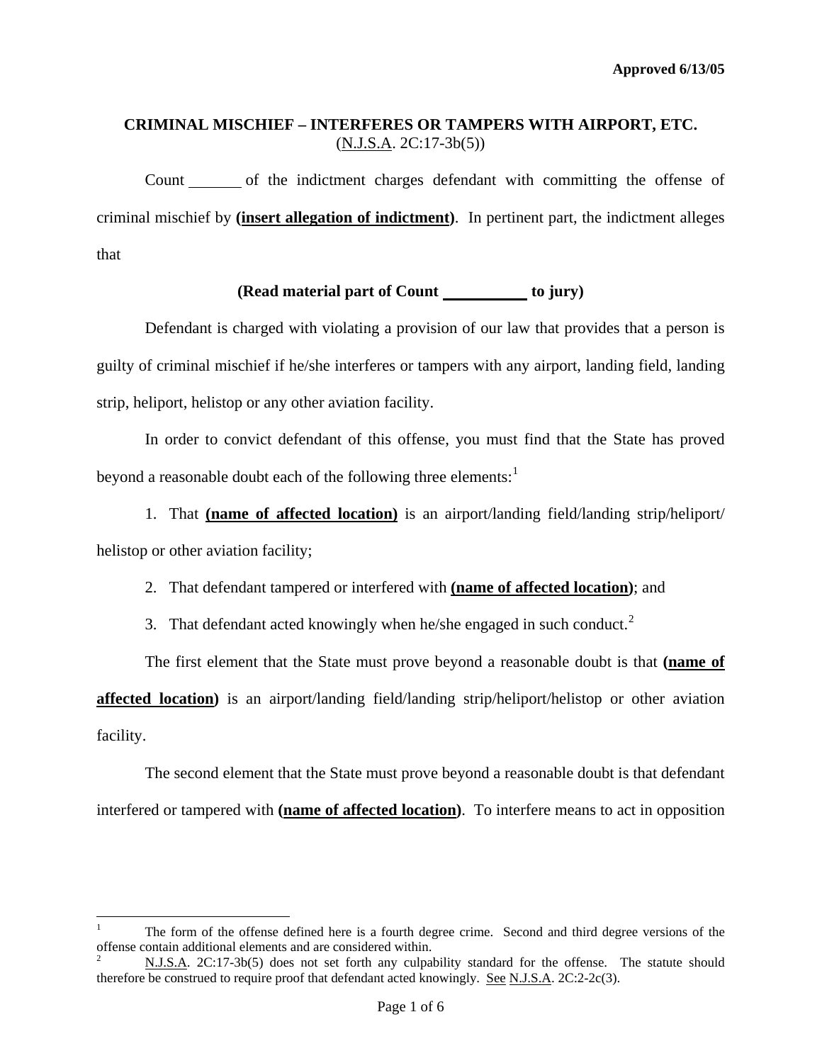Approved 6/13/05

## CRIMINAL MISCHIEF – INTERFERES OR TAMPERS WITH AIRPORT, ETC.
(N.J.S.A. 2C:17-3b(5))

Count _______ of the indictment charges defendant with committing the offense of criminal mischief by **(insert allegation of indictment)**. In pertinent part, the indictment alleges that

**(Read material part of Count ___________ to jury)**

Defendant is charged with violating a provision of our law that provides that a person is guilty of criminal mischief if he/she interferes or tampers with any airport, landing field, landing strip, heliport, helistop or any other aviation facility.

In order to convict defendant of this offense, you must find that the State has proved beyond a reasonable doubt each of the following three elements:[1]

1. That **(name of affected location)** is an airport/landing field/landing strip/heliport/ helistop or other aviation facility;

2. That defendant tampered or interfered with **(name of affected location)**; and

3. That defendant acted knowingly when he/she engaged in such conduct.[2]

The first element that the State must prove beyond a reasonable doubt is that **(name of affected location)** is an airport/landing field/landing strip/heliport/helistop or other aviation facility.

The second element that the State must prove beyond a reasonable doubt is that defendant interfered or tampered with **(name of affected location)**. To interfere means to act in opposition

---

[1] The form of the offense defined here is a fourth degree crime. Second and third degree versions of the offense contain additional elements and are considered within.

[2] N.J.S.A. 2C:17-3b(5) does not set forth any culpability standard for the offense. The statute should therefore be construed to require proof that defendant acted knowingly. See N.J.S.A. 2C:2-2c(3).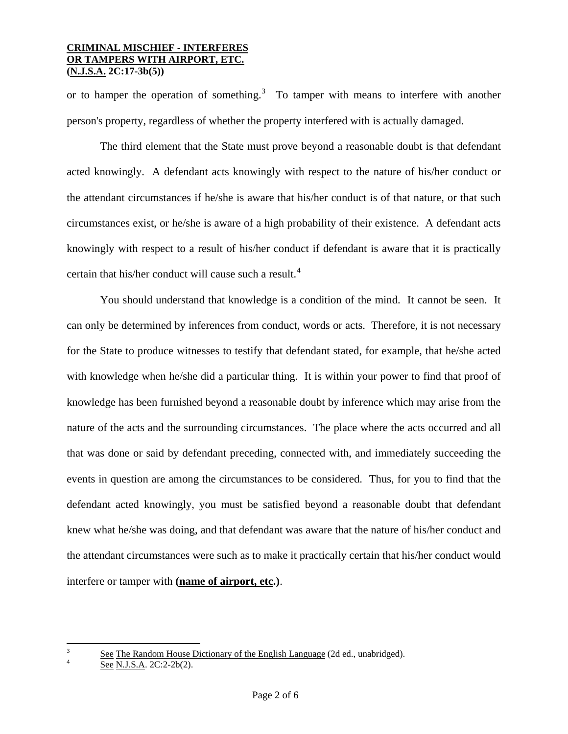or to hamper the operation of something.[3] To tamper with means to interfere with another person's property, regardless of whether the property interfered with is actually damaged.

The third element that the State must prove beyond a reasonable doubt is that defendant acted knowingly. A defendant acts knowingly with respect to the nature of his/her conduct or the attendant circumstances if he/she is aware that his/her conduct is of that nature, or that such circumstances exist, or he/she is aware of a high probability of their existence. A defendant acts knowingly with respect to a result of his/her conduct if defendant is aware that it is practically certain that his/her conduct will cause such a result.[4]

You should understand that knowledge is a condition of the mind. It cannot be seen. It can only be determined by inferences from conduct, words or acts. Therefore, it is not necessary for the State to produce witnesses to testify that defendant stated, for example, that he/she acted with knowledge when he/she did a particular thing. It is within your power to find that proof of knowledge has been furnished beyond a reasonable doubt by inference which may arise from the nature of the acts and the surrounding circumstances. The place where the acts occurred and all that was done or said by defendant preceding, connected with, and immediately succeeding the events in question are among the circumstances to be considered. Thus, for you to find that the defendant acted knowingly, you must be satisfied beyond a reasonable doubt that defendant knew what he/she was doing, and that defendant was aware that the nature of his/her conduct and the attendant circumstances were such as to make it practically certain that his/her conduct would interfere or tamper with **(name of airport, etc.)**.

---

[3] See The Random House Dictionary of the English Language (2d ed., unabridged).

[4] See N.J.S.A. 2C:2-2b(2).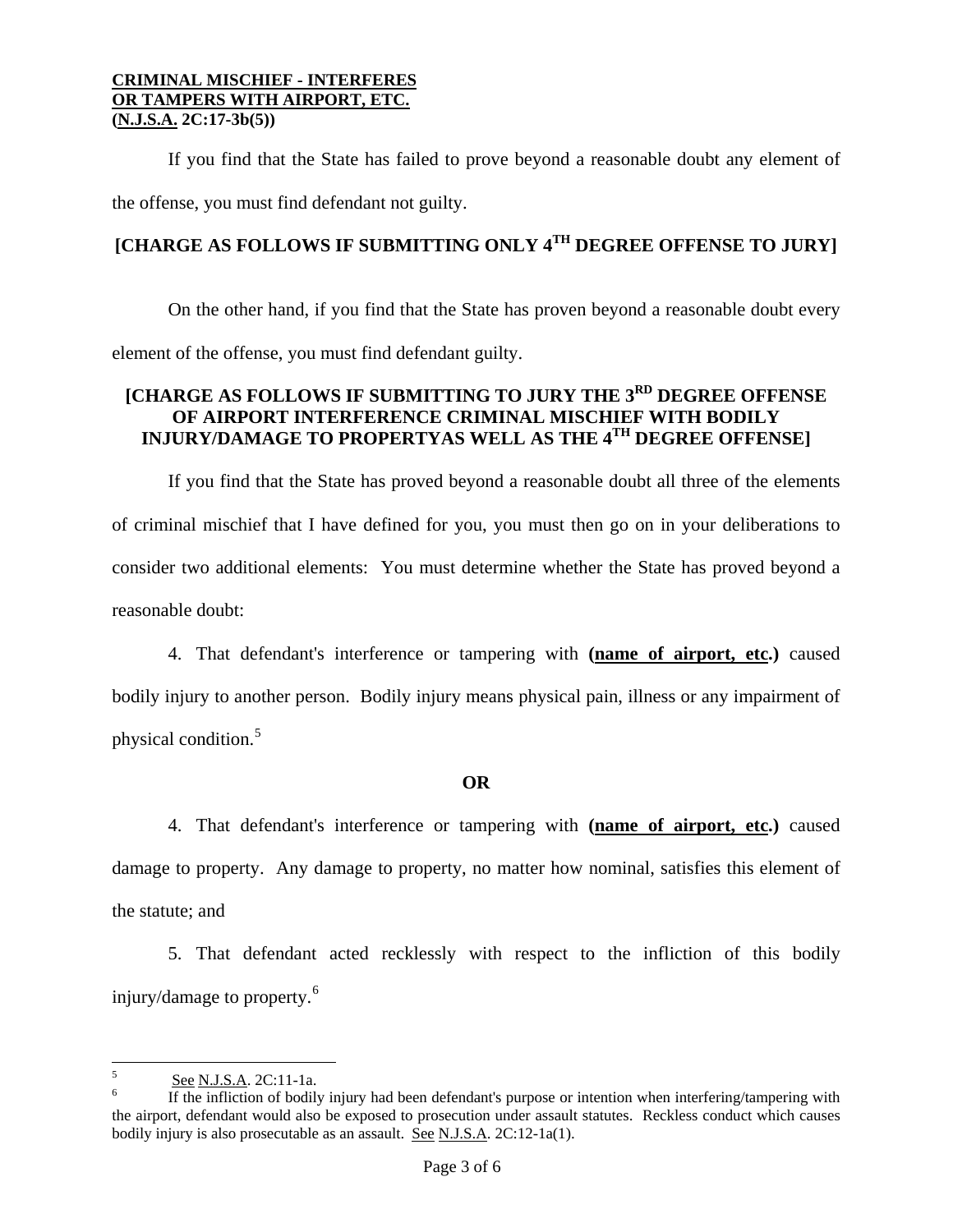If you find that the State has failed to prove beyond a reasonable doubt any element of the offense, you must find defendant not guilty.

**[CHARGE AS FOLLOWS IF SUBMITTING ONLY 4TH DEGREE OFFENSE TO JURY]**

On the other hand, if you find that the State has proven beyond a reasonable doubt every element of the offense, you must find defendant guilty.

**[CHARGE AS FOLLOWS IF SUBMITTING TO JURY THE 3RD DEGREE OFFENSE OF AIRPORT INTERFERENCE CRIMINAL MISCHIEF WITH BODILY INJURY/DAMAGE TO PROPERTYAS WELL AS THE 4TH DEGREE OFFENSE]**

If you find that the State has proved beyond a reasonable doubt all three of the elements of criminal mischief that I have defined for you, you must then go on in your deliberations to consider two additional elements: You must determine whether the State has proved beyond a reasonable doubt:

4. That defendant's interference or tampering with **(name of airport, etc.)** caused bodily injury to another person. Bodily injury means physical pain, illness or any impairment of physical condition.[5]

**OR**

4. That defendant's interference or tampering with **(name of airport, etc.)** caused damage to property. Any damage to property, no matter how nominal, satisfies this element of the statute; and

5. That defendant acted recklessly with respect to the infliction of this bodily injury/damage to property.[6]

---

[5] See N.J.S.A. 2C:11-1a.

[6] If the infliction of bodily injury had been defendant's purpose or intention when interfering/tampering with the airport, defendant would also be exposed to prosecution under assault statutes. Reckless conduct which causes bodily injury is also prosecutable as an assault. See N.J.S.A. 2C:12-1a(1).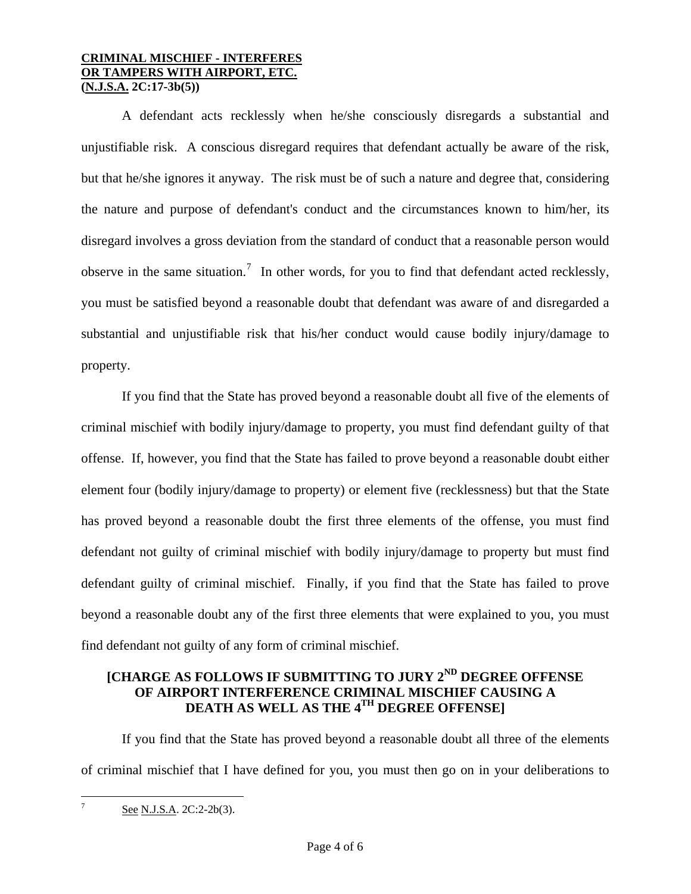**CRIMINAL MISCHIEF - INTERFERES OR TAMPERS WITH AIRPORT, ETC. (N.J.S.A. 2C:17-3b(5))**

A defendant acts recklessly when he/she consciously disregards a substantial and unjustifiable risk. A conscious disregard requires that defendant actually be aware of the risk, but that he/she ignores it anyway. The risk must be of such a nature and degree that, considering the nature and purpose of defendant's conduct and the circumstances known to him/her, its disregard involves a gross deviation from the standard of conduct that a reasonable person would observe in the same situation.[7] In other words, for you to find that defendant acted recklessly, you must be satisfied beyond a reasonable doubt that defendant was aware of and disregarded a substantial and unjustifiable risk that his/her conduct would cause bodily injury/damage to property.

If you find that the State has proved beyond a reasonable doubt all five of the elements of criminal mischief with bodily injury/damage to property, you must find defendant guilty of that offense. If, however, you find that the State has failed to prove beyond a reasonable doubt either element four (bodily injury/damage to property) or element five (recklessness) but that the State has proved beyond a reasonable doubt the first three elements of the offense, you must find defendant not guilty of criminal mischief with bodily injury/damage to property but must find defendant guilty of criminal mischief. Finally, if you find that the State has failed to prove beyond a reasonable doubt any of the first three elements that were explained to you, you must find defendant not guilty of any form of criminal mischief.

**[CHARGE AS FOLLOWS IF SUBMITTING TO JURY 2ND DEGREE OFFENSE OF AIRPORT INTERFERENCE CRIMINAL MISCHIEF CAUSING A DEATH AS WELL AS THE 4TH DEGREE OFFENSE]**

If you find that the State has proved beyond a reasonable doubt all three of the elements of criminal mischief that I have defined for you, you must then go on in your deliberations to

---

[7] See N.J.S.A. 2C:2-2b(3).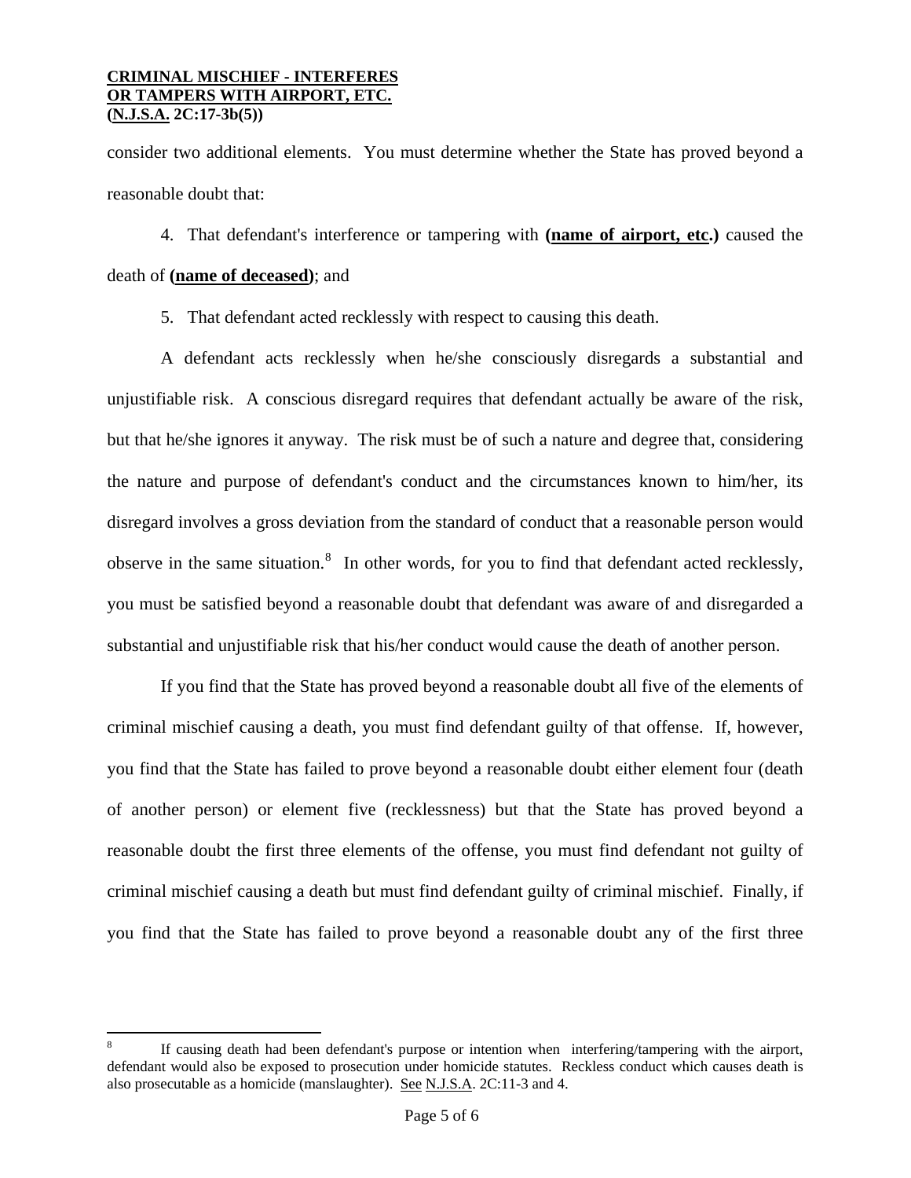consider two additional elements. You must determine whether the State has proved beyond a reasonable doubt that:

4. That defendant's interference or tampering with **(name of airport, etc.)** caused the death of **(name of deceased)**; and

5. That defendant acted recklessly with respect to causing this death.

A defendant acts recklessly when he/she consciously disregards a substantial and unjustifiable risk. A conscious disregard requires that defendant actually be aware of the risk, but that he/she ignores it anyway. The risk must be of such a nature and degree that, considering the nature and purpose of defendant's conduct and the circumstances known to him/her, its disregard involves a gross deviation from the standard of conduct that a reasonable person would observe in the same situation.[8] In other words, for you to find that defendant acted recklessly, you must be satisfied beyond a reasonable doubt that defendant was aware of and disregarded a substantial and unjustifiable risk that his/her conduct would cause the death of another person.

If you find that the State has proved beyond a reasonable doubt all five of the elements of criminal mischief causing a death, you must find defendant guilty of that offense. If, however, you find that the State has failed to prove beyond a reasonable doubt either element four (death of another person) or element five (recklessness) but that the State has proved beyond a reasonable doubt the first three elements of the offense, you must find defendant not guilty of criminal mischief causing a death but must find defendant guilty of criminal mischief. Finally, if you find that the State has failed to prove beyond a reasonable doubt any of the first three

---

[8] If causing death had been defendant's purpose or intention when interfering/tampering with the airport, defendant would also be exposed to prosecution under homicide statutes. Reckless conduct which causes death is also prosecutable as a homicide (manslaughter). See N.J.S.A. 2C:11-3 and 4.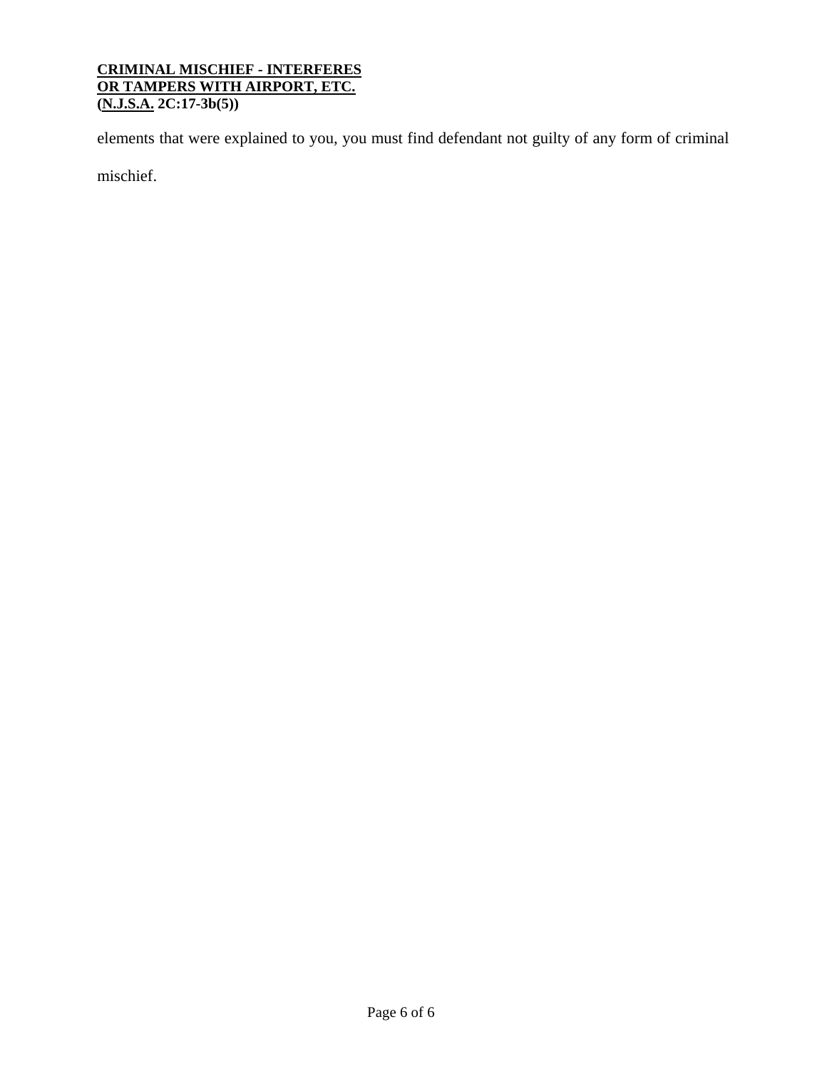elements that were explained to you, you must find defendant not guilty of any form of criminal mischief.